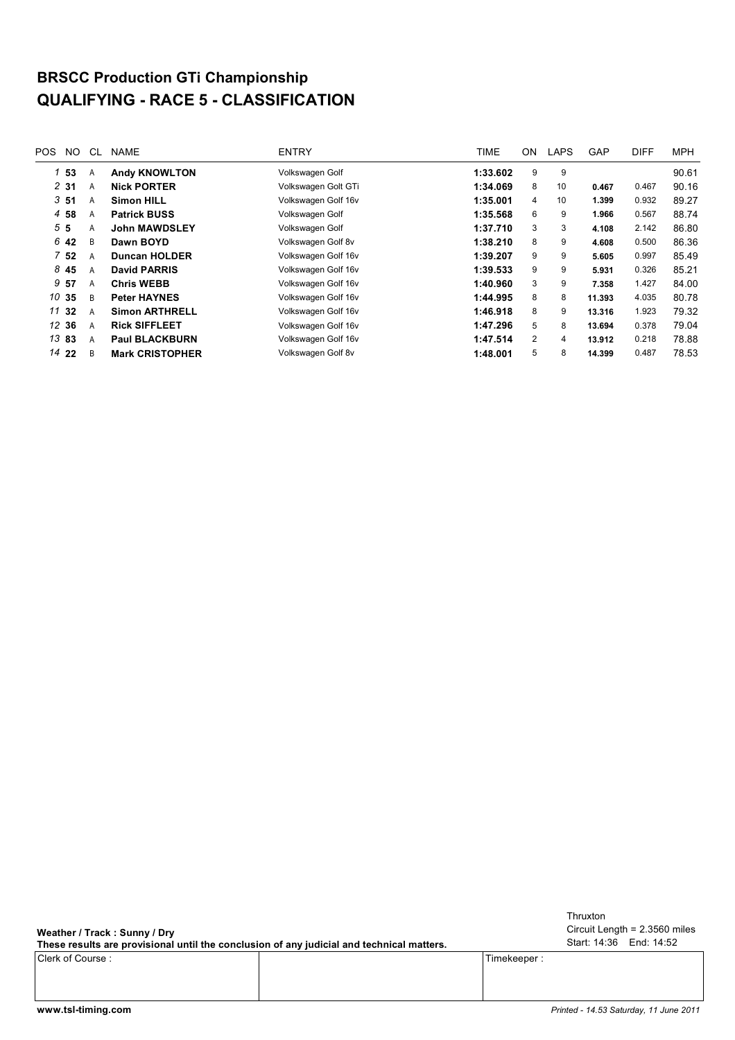# BRSCC Production GTi Championship
# QUALIFYING - RACE 5 - CLASSIFICATION

| POS | NO | CL | NAME | ENTRY | TIME | ON | LAPS | GAP | DIFF | MPH |
|---|---|---|---|---|---|---|---|---|---|---|
| *1* | **53** | A | **Andy KNOWLTON** | Volkswagen Golf | **1:33.602** | 9 | 9 | | | 90.61 |
| *2* | **31** | A | **Nick PORTER** | Volkswagen Golt GTi | **1:34.069** | 8 | 10 | **0.467** | 0.467 | 90.16 |
| *3* | **51** | A | **Simon HILL** | Volkswagen Golf 16v | **1:35.001** | 4 | 10 | **1.399** | 0.932 | 89.27 |
| *4* | **58** | A | **Patrick BUSS** | Volkswagen Golf | **1:35.568** | 6 | 9 | **1.966** | 0.567 | 88.74 |
| *5* | **5** | A | **John MAWDSLEY** | Volkswagen Golf | **1:37.710** | 3 | 3 | **4.108** | 2.142 | 86.80 |
| *6* | **42** | B | **Dawn BOYD** | Volkswagen Golf 8v | **1:38.210** | 8 | 9 | **4.608** | 0.500 | 86.36 |
| *7* | **52** | A | **Duncan HOLDER** | Volkswagen Golf 16v | **1:39.207** | 9 | 9 | **5.605** | 0.997 | 85.49 |
| *8* | **45** | A | **David PARRIS** | Volkswagen Golf 16v | **1:39.533** | 9 | 9 | **5.931** | 0.326 | 85.21 |
| *9* | **57** | A | **Chris WEBB** | Volkswagen Golf 16v | **1:40.960** | 3 | 9 | **7.358** | 1.427 | 84.00 |
| *10* | **35** | B | **Peter HAYNES** | Volkswagen Golf 16v | **1:44.995** | 8 | 8 | **11.393** | 4.035 | 80.78 |
| *11* | **32** | A | **Simon ARTHRELL** | Volkswagen Golf 16v | **1:46.918** | 8 | 9 | **13.316** | 1.923 | 79.32 |
| *12* | **36** | A | **Rick SIFFLEET** | Volkswagen Golf 16v | **1:47.296** | 5 | 8 | **13.694** | 0.378 | 79.04 |
| *13* | **83** | A | **Paul BLACKBURN** | Volkswagen Golf 16v | **1:47.514** | 2 | 4 | **13.912** | 0.218 | 78.88 |
| *14* | **22** | B | **Mark CRISTOPHER** | Volkswagen Golf 8v | **1:48.001** | 5 | 8 | **14.399** | 0.487 | 78.53 |

**Weather / Track : Sunny / Dry**

**These results are provisional until the conclusion of any judicial and technical matters.**

Thruxton
Circuit Length = 2.3560 miles
Start: 14:36 End: 14:52

| Clerk of Course : | | Timekeeper : |
|---|---|---|
| | | |

www.tsl-timing.com

*Printed - 14.53 Saturday, 11 June 2011*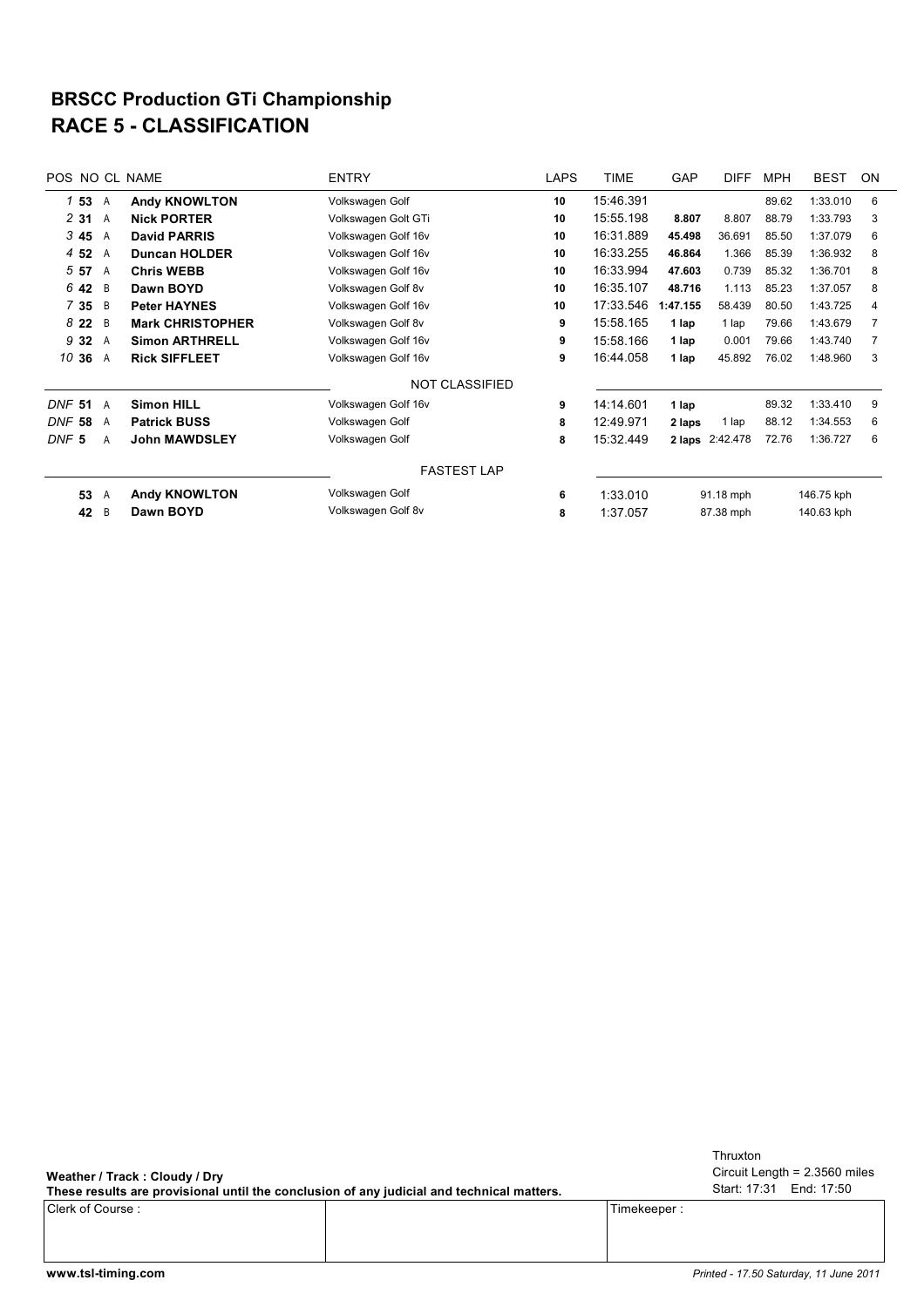# BRSCC Production GTi Championship
# RACE 5 - CLASSIFICATION

| POS | NO | CL | NAME | ENTRY | LAPS | TIME | GAP | DIFF | MPH | BEST | ON |
|---|---|---|---|---|---|---|---|---|---|---|---|
| 1 | 53 | A | **Andy KNOWLTON** | Volkswagen Golf | 10 | 15:46.391 | | | 89.62 | 1:33.010 | 6 |
| 2 | 31 | A | **Nick PORTER** | Volkswagen Golt GTi | 10 | 15:55.198 | 8.807 | 8.807 | 88.79 | 1:33.793 | 3 |
| 3 | 45 | A | **David PARRIS** | Volkswagen Golf 16v | 10 | 16:31.889 | 45.498 | 36.691 | 85.50 | 1:37.079 | 6 |
| 4 | 52 | A | **Duncan HOLDER** | Volkswagen Golf 16v | 10 | 16:33.255 | 46.864 | 1.366 | 85.39 | 1:36.932 | 8 |
| 5 | 57 | A | **Chris WEBB** | Volkswagen Golf 16v | 10 | 16:33.994 | 47.603 | 0.739 | 85.32 | 1:36.701 | 8 |
| 6 | 42 | B | **Dawn BOYD** | Volkswagen Golf 8v | 10 | 16:35.107 | 48.716 | 1.113 | 85.23 | 1:37.057 | 8 |
| 7 | 35 | B | **Peter HAYNES** | Volkswagen Golf 16v | 10 | 17:33.546 | 1:47.155 | 58.439 | 80.50 | 1:43.725 | 4 |
| 8 | 22 | B | **Mark CHRISTOPHER** | Volkswagen Golf 8v | 9 | 15:58.165 | 1 lap | 1 lap | 79.66 | 1:43.679 | 7 |
| 9 | 32 | A | **Simon ARTHRELL** | Volkswagen Golf 16v | 9 | 15:58.166 | 1 lap | 0.001 | 79.66 | 1:43.740 | 7 |
| 10 | 36 | A | **Rick SIFFLEET** | Volkswagen Golf 16v | 9 | 16:44.058 | 1 lap | 45.892 | 76.02 | 1:48.960 | 3 |
| | | | | **NOT CLASSIFIED** | | | | | | | |
| DNF | 51 | A | **Simon HILL** | Volkswagen Golf 16v | 9 | 14:14.601 | 1 lap | | 89.32 | 1:33.410 | 9 |
| DNF | 58 | A | **Patrick BUSS** | Volkswagen Golf | 8 | 12:49.971 | 2 laps | 1 lap | 88.12 | 1:34.553 | 6 |
| DNF | 5 | A | **John MAWDSLEY** | Volkswagen Golf | 8 | 15:32.449 | 2 laps | 2:42.478 | 72.76 | 1:36.727 | 6 |

**FASTEST LAP**

| NO | CL | NAME | ENTRY | ON | TIME | MPH | KPH |
|---|---|---|---|---|---|---|---|
| 53 | A | **Andy KNOWLTON** | Volkswagen Golf | 6 | 1:33.010 | 91.18 mph | 146.75 kph |
| 42 | B | **Dawn BOYD** | Volkswagen Golf 8v | 8 | 1:37.057 | 87.38 mph | 140.63 kph |

**Weather / Track : Cloudy / Dry**

**These results are provisional until the conclusion of any judicial and technical matters.**

Thruxton
Circuit Length = 2.3560 miles
Start: 17:31 End: 17:50

| Clerk of Course : | | Timekeeper : |
|---|---|---|
| | | |

www.tsl-timing.com

*Printed - 17.50 Saturday, 11 June 2011*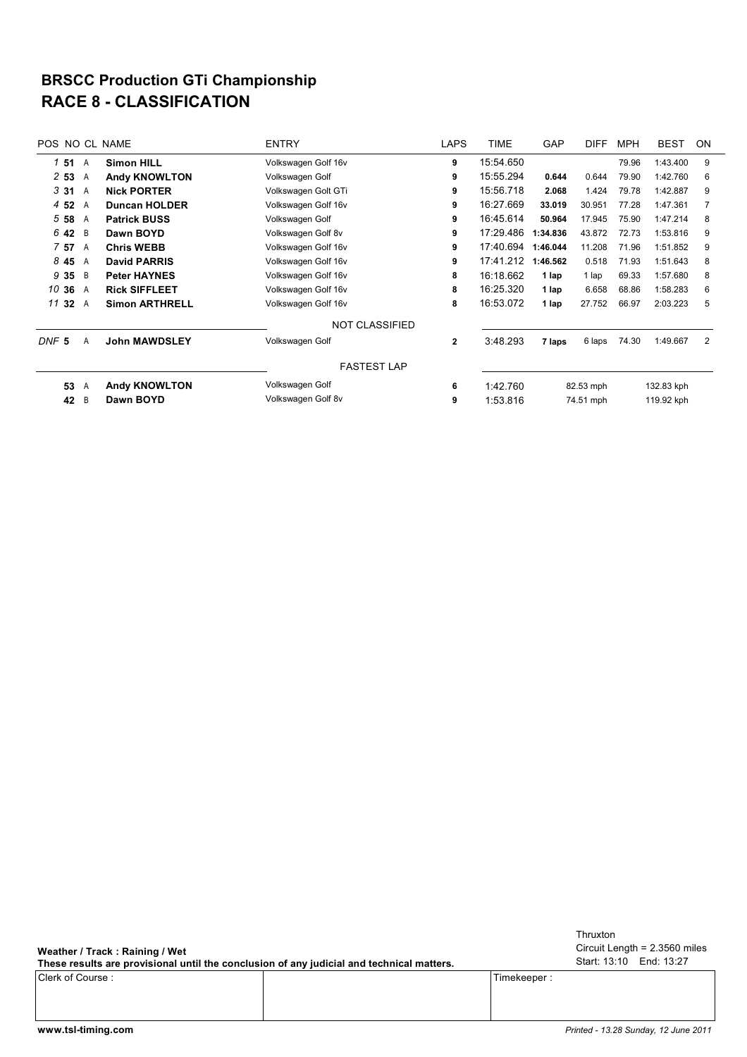# BRSCC Production GTi Championship
# RACE 8 - CLASSIFICATION

| POS | NO | CL | NAME | ENTRY | LAPS | TIME | GAP | DIFF | MPH | BEST | ON |
|---|---|---|---|---|---|---|---|---|---|---|---|
| 1 | 51 | A | **Simon HILL** | Volkswagen Golf 16v | 9 | 15:54.650 | | | 79.96 | 1:43.400 | 9 |
| 2 | 53 | A | **Andy KNOWLTON** | Volkswagen Golf | 9 | 15:55.294 | 0.644 | 0.644 | 79.90 | 1:42.760 | 6 |
| 3 | 31 | A | **Nick PORTER** | Volkswagen Golt GTi | 9 | 15:56.718 | 2.068 | 1.424 | 79.78 | 1:42.887 | 9 |
| 4 | 52 | A | **Duncan HOLDER** | Volkswagen Golf 16v | 9 | 16:27.669 | 33.019 | 30.951 | 77.28 | 1:47.361 | 7 |
| 5 | 58 | A | **Patrick BUSS** | Volkswagen Golf | 9 | 16:45.614 | 50.964 | 17.945 | 75.90 | 1:47.214 | 8 |
| 6 | 42 | B | **Dawn BOYD** | Volkswagen Golf 8v | 9 | 17:29.486 | 1:34.836 | 43.872 | 72.73 | 1:53.816 | 9 |
| 7 | 57 | A | **Chris WEBB** | Volkswagen Golf 16v | 9 | 17:40.694 | 1:46.044 | 11.208 | 71.96 | 1:51.852 | 9 |
| 8 | 45 | A | **David PARRIS** | Volkswagen Golf 16v | 9 | 17:41.212 | 1:46.562 | 0.518 | 71.93 | 1:51.643 | 8 |
| 9 | 35 | B | **Peter HAYNES** | Volkswagen Golf 16v | 8 | 16:18.662 | 1 lap | 1 lap | 69.33 | 1:57.680 | 8 |
| 10 | 36 | A | **Rick SIFFLEET** | Volkswagen Golf 16v | 8 | 16:25.320 | 1 lap | 6.658 | 68.86 | 1:58.283 | 6 |
| 11 | 32 | A | **Simon ARTHRELL** | Volkswagen Golf 16v | 8 | 16:53.072 | 1 lap | 27.752 | 66.97 | 2:03.223 | 5 |
| | | | | NOT CLASSIFIED | | | | | | | |
| DNF | 5 | A | **John MAWDSLEY** | Volkswagen Golf | 2 | 3:48.293 | 7 laps | 6 laps | 74.30 | 1:49.667 | 2 |

FASTEST LAP

| NO | CL | NAME | ENTRY | LAP | TIME | MPH | KPH |
|---|---|---|---|---|---|---|---|
| 53 | A | **Andy KNOWLTON** | Volkswagen Golf | 6 | 1:42.760 | 82.53 mph | 132.83 kph |
| 42 | B | **Dawn BOYD** | Volkswagen Golf 8v | 9 | 1:53.816 | 74.51 mph | 119.92 kph |

**Weather / Track : Raining / Wet**

**These results are provisional until the conclusion of any judicial and technical matters.**

Thruxton
Circuit Length = 2.3560 miles
Start: 13:10 End: 13:27

| Clerk of Course : | | Timekeeper : |
|---|---|---|
| | | |

www.tsl-timing.com

*Printed - 13.28 Sunday, 12 June 2011*